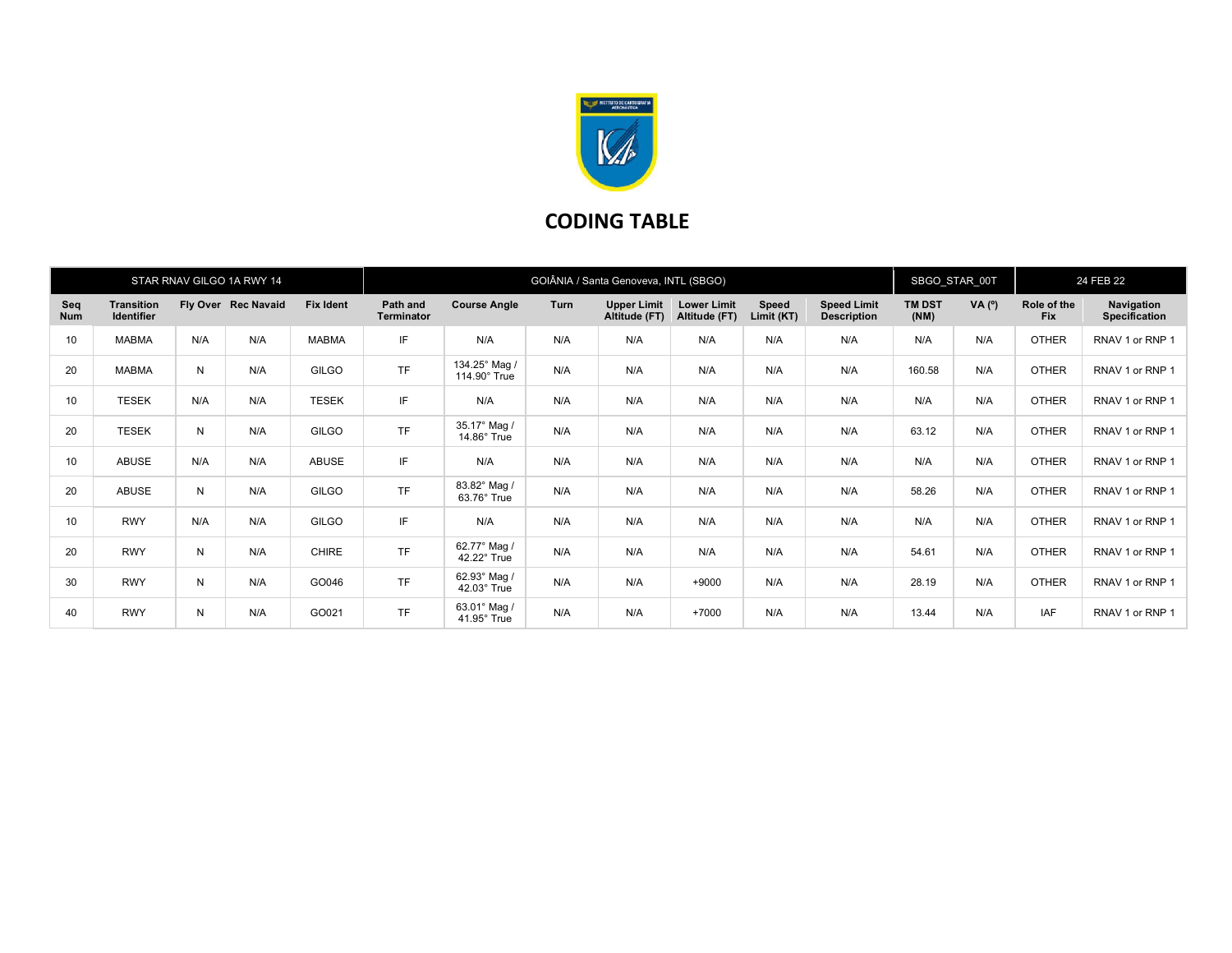# CODING TABLE

| STAR RNAV GILGO 1A RWY 14 | | | | GOIÂNIA / Santa Genoveva, INTL (SBGO) | | | | | | | SBGO_STAR_00T | | 24 FEB 22 | |
|---|---|---|---|---|---|---|---|---|---|---|---|---|---|---|
| **Seq Num** | **Transition Identifier** | **Fly Over** | **Rec Navaid** | **Fix Ident** | **Path and Terminator** | **Course Angle** | **Turn** | **Upper Limit Altitude (FT)** | **Lower Limit Altitude (FT)** | **Speed Limit (KT)** | **Speed Limit Description** | **TM DST (NM)** | **VA (º)** | **Role of the Fix** | **Navigation Specification** |
| 10 | MABMA | N/A | N/A | MABMA | IF | N/A | N/A | N/A | N/A | N/A | N/A | N/A | N/A | OTHER | RNAV 1 or RNP 1 |
| 20 | MABMA | N | N/A | GILGO | TF | 134.25° Mag / 114.90° True | N/A | N/A | N/A | N/A | N/A | 160.58 | N/A | OTHER | RNAV 1 or RNP 1 |
| 10 | TESEK | N/A | N/A | TESEK | IF | N/A | N/A | N/A | N/A | N/A | N/A | N/A | N/A | OTHER | RNAV 1 or RNP 1 |
| 20 | TESEK | N | N/A | GILGO | TF | 35.17° Mag / 14.86° True | N/A | N/A | N/A | N/A | N/A | 63.12 | N/A | OTHER | RNAV 1 or RNP 1 |
| 10 | ABUSE | N/A | N/A | ABUSE | IF | N/A | N/A | N/A | N/A | N/A | N/A | N/A | N/A | OTHER | RNAV 1 or RNP 1 |
| 20 | ABUSE | N | N/A | GILGO | TF | 83.82° Mag / 63.76° True | N/A | N/A | N/A | N/A | N/A | 58.26 | N/A | OTHER | RNAV 1 or RNP 1 |
| 10 | RWY | N/A | N/A | GILGO | IF | N/A | N/A | N/A | N/A | N/A | N/A | N/A | N/A | OTHER | RNAV 1 or RNP 1 |
| 20 | RWY | N | N/A | CHIRE | TF | 62.77° Mag / 42.22° True | N/A | N/A | N/A | N/A | N/A | 54.61 | N/A | OTHER | RNAV 1 or RNP 1 |
| 30 | RWY | N | N/A | GO046 | TF | 62.93° Mag / 42.03° True | N/A | N/A | +9000 | N/A | N/A | 28.19 | N/A | OTHER | RNAV 1 or RNP 1 |
| 40 | RWY | N | N/A | GO021 | TF | 63.01° Mag / 41.95° True | N/A | N/A | +7000 | N/A | N/A | 13.44 | N/A | IAF | RNAV 1 or RNP 1 |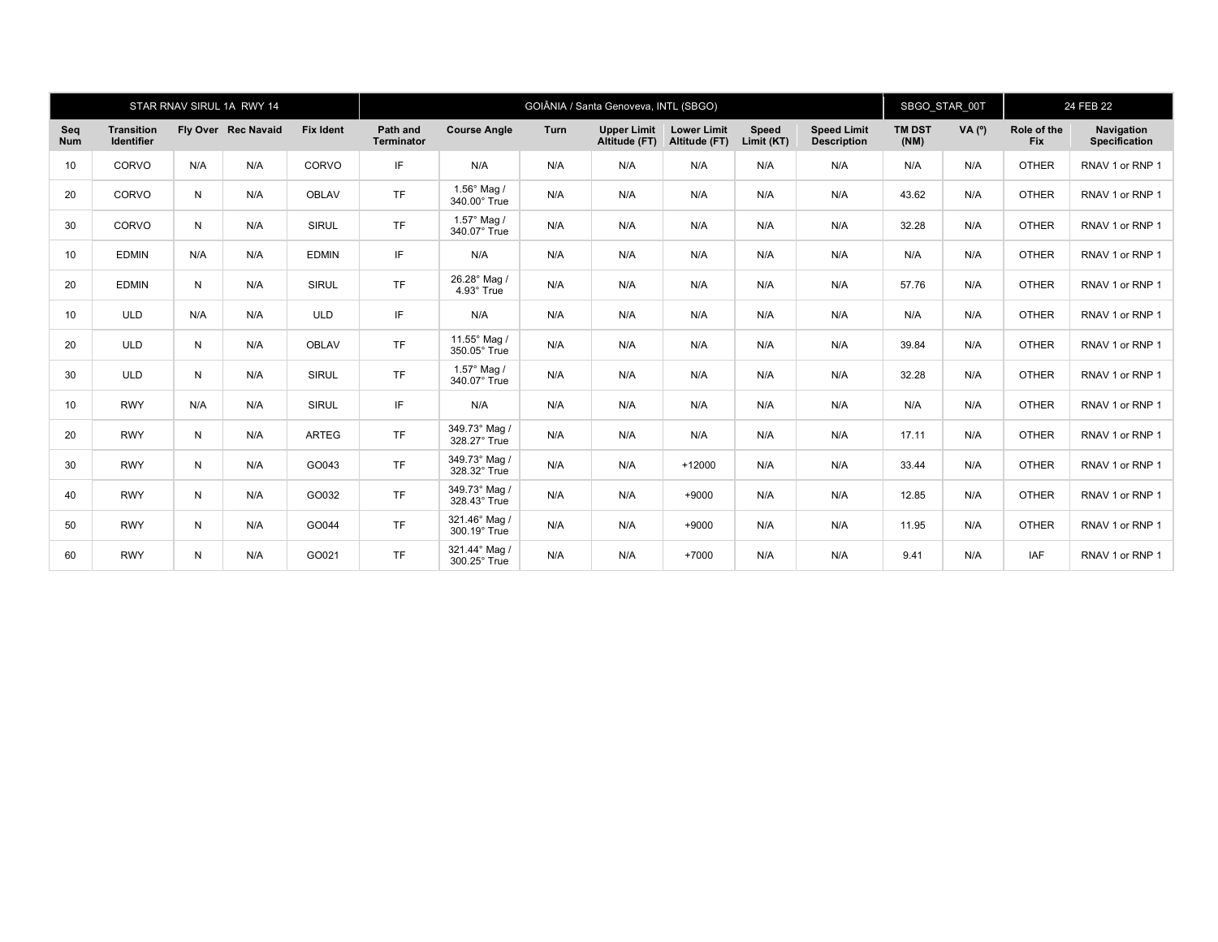| STAR RNAV SIRUL 1A RWY 14 | | | | | GOIÂNIA / Santa Genoveva, INTL (SBGO) | | | | | | | SBGO_STAR_00T | | 24 FEB 22 | |
|---|---|---|---|---|---|---|---|---|---|---|---|---|---|---|---|
| **Seq Num** | **Transition Identifier** | **Fly Over** | **Rec Navaid** | **Fix Ident** | **Path and Terminator** | **Course Angle** | **Turn** | **Upper Limit Altitude (FT)** | **Lower Limit Altitude (FT)** | **Speed Limit (KT)** | **Speed Limit Description** | **TM DST (NM)** | **VA (º)** | **Role of the Fix** | **Navigation Specification** |
| 10 | CORVO | N/A | N/A | CORVO | IF | N/A | N/A | N/A | N/A | N/A | N/A | N/A | N/A | OTHER | RNAV 1 or RNP 1 |
| 20 | CORVO | N | N/A | OBLAV | TF | 1.56° Mag / 340.00° True | N/A | N/A | N/A | N/A | N/A | 43.62 | N/A | OTHER | RNAV 1 or RNP 1 |
| 30 | CORVO | N | N/A | SIRUL | TF | 1.57° Mag / 340.07° True | N/A | N/A | N/A | N/A | N/A | 32.28 | N/A | OTHER | RNAV 1 or RNP 1 |
| 10 | EDMIN | N/A | N/A | EDMIN | IF | N/A | N/A | N/A | N/A | N/A | N/A | N/A | N/A | OTHER | RNAV 1 or RNP 1 |
| 20 | EDMIN | N | N/A | SIRUL | TF | 26.28° Mag / 4.93° True | N/A | N/A | N/A | N/A | N/A | 57.76 | N/A | OTHER | RNAV 1 or RNP 1 |
| 10 | ULD | N/A | N/A | ULD | IF | N/A | N/A | N/A | N/A | N/A | N/A | N/A | N/A | OTHER | RNAV 1 or RNP 1 |
| 20 | ULD | N | N/A | OBLAV | TF | 11.55° Mag / 350.05° True | N/A | N/A | N/A | N/A | N/A | 39.84 | N/A | OTHER | RNAV 1 or RNP 1 |
| 30 | ULD | N | N/A | SIRUL | TF | 1.57° Mag / 340.07° True | N/A | N/A | N/A | N/A | N/A | 32.28 | N/A | OTHER | RNAV 1 or RNP 1 |
| 10 | RWY | N/A | N/A | SIRUL | IF | N/A | N/A | N/A | N/A | N/A | N/A | N/A | N/A | OTHER | RNAV 1 or RNP 1 |
| 20 | RWY | N | N/A | ARTEG | TF | 349.73° Mag / 328.27° True | N/A | N/A | N/A | N/A | N/A | 17.11 | N/A | OTHER | RNAV 1 or RNP 1 |
| 30 | RWY | N | N/A | GO043 | TF | 349.73° Mag / 328.32° True | N/A | N/A | +12000 | N/A | N/A | 33.44 | N/A | OTHER | RNAV 1 or RNP 1 |
| 40 | RWY | N | N/A | GO032 | TF | 349.73° Mag / 328.43° True | N/A | N/A | +9000 | N/A | N/A | 12.85 | N/A | OTHER | RNAV 1 or RNP 1 |
| 50 | RWY | N | N/A | GO044 | TF | 321.46° Mag / 300.19° True | N/A | N/A | +9000 | N/A | N/A | 11.95 | N/A | OTHER | RNAV 1 or RNP 1 |
| 60 | RWY | N | N/A | GO021 | TF | 321.44° Mag / 300.25° True | N/A | N/A | +7000 | N/A | N/A | 9.41 | N/A | IAF | RNAV 1 or RNP 1 |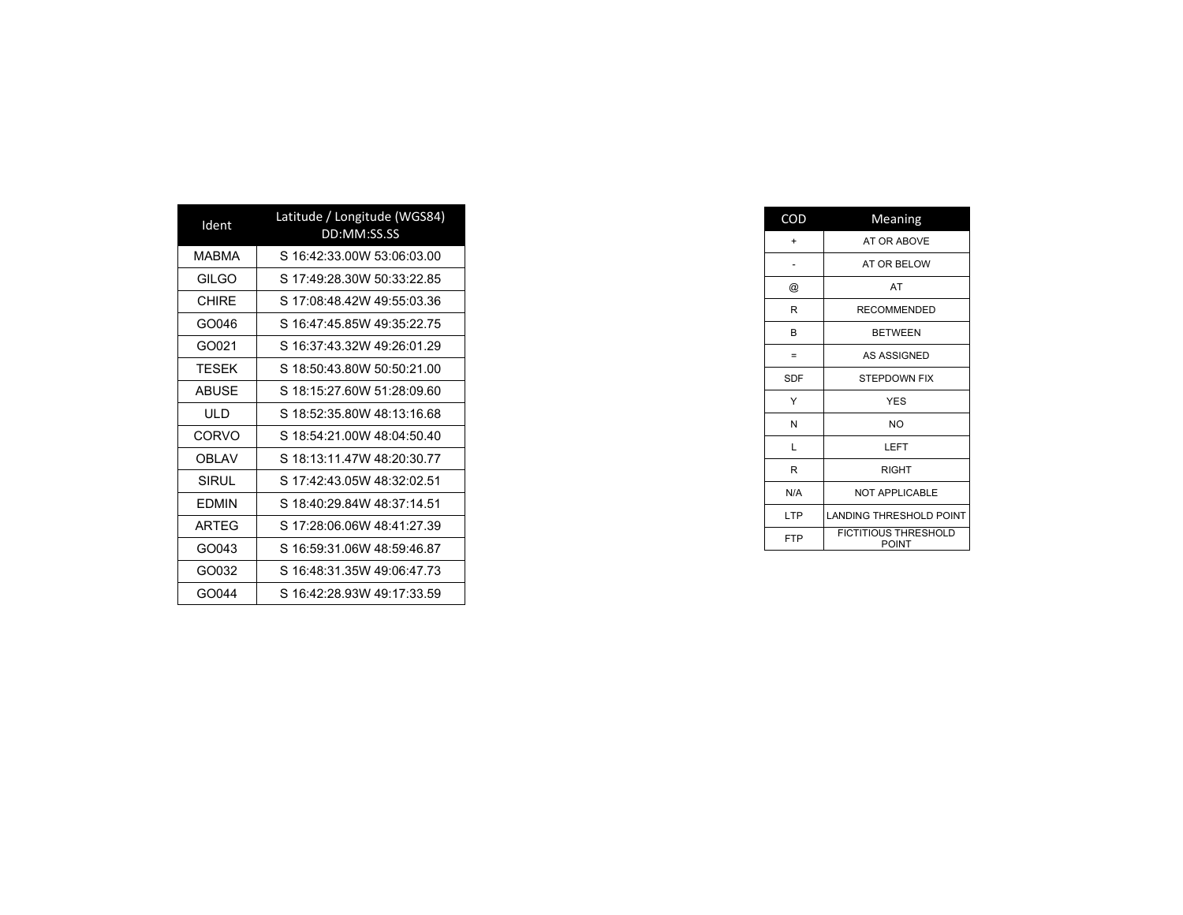| Ident | Latitude / Longitude (WGS84) DD:MM:SS.SS |
|---|---|
| MABMA | S 16:42:33.00W 53:06:03.00 |
| GILGO | S 17:49:28.30W 50:33:22.85 |
| CHIRE | S 17:08:48.42W 49:55:03.36 |
| GO046 | S 16:47:45.85W 49:35:22.75 |
| GO021 | S 16:37:43.32W 49:26:01.29 |
| TESEK | S 18:50:43.80W 50:50:21.00 |
| ABUSE | S 18:15:27.60W 51:28:09.60 |
| ULD | S 18:52:35.80W 48:13:16.68 |
| CORVO | S 18:54:21.00W 48:04:50.40 |
| OBLAV | S 18:13:11.47W 48:20:30.77 |
| SIRUL | S 17:42:43.05W 48:32:02.51 |
| EDMIN | S 18:40:29.84W 48:37:14.51 |
| ARTEG | S 17:28:06.06W 48:41:27.39 |
| GO043 | S 16:59:31.06W 48:59:46.87 |
| GO032 | S 16:48:31.35W 49:06:47.73 |
| GO044 | S 16:42:28.93W 49:17:33.59 |

| COD | Meaning |
|---|---|
| + | AT OR ABOVE |
| - | AT OR BELOW |
| @ | AT |
| R | RECOMMENDED |
| B | BETWEEN |
| = | AS ASSIGNED |
| SDF | STEPDOWN FIX |
| Y | YES |
| N | NO |
| L | LEFT |
| R | RIGHT |
| N/A | NOT APPLICABLE |
| LTP | LANDING THRESHOLD POINT |
| FTP | FICTITIOUS THRESHOLD POINT |